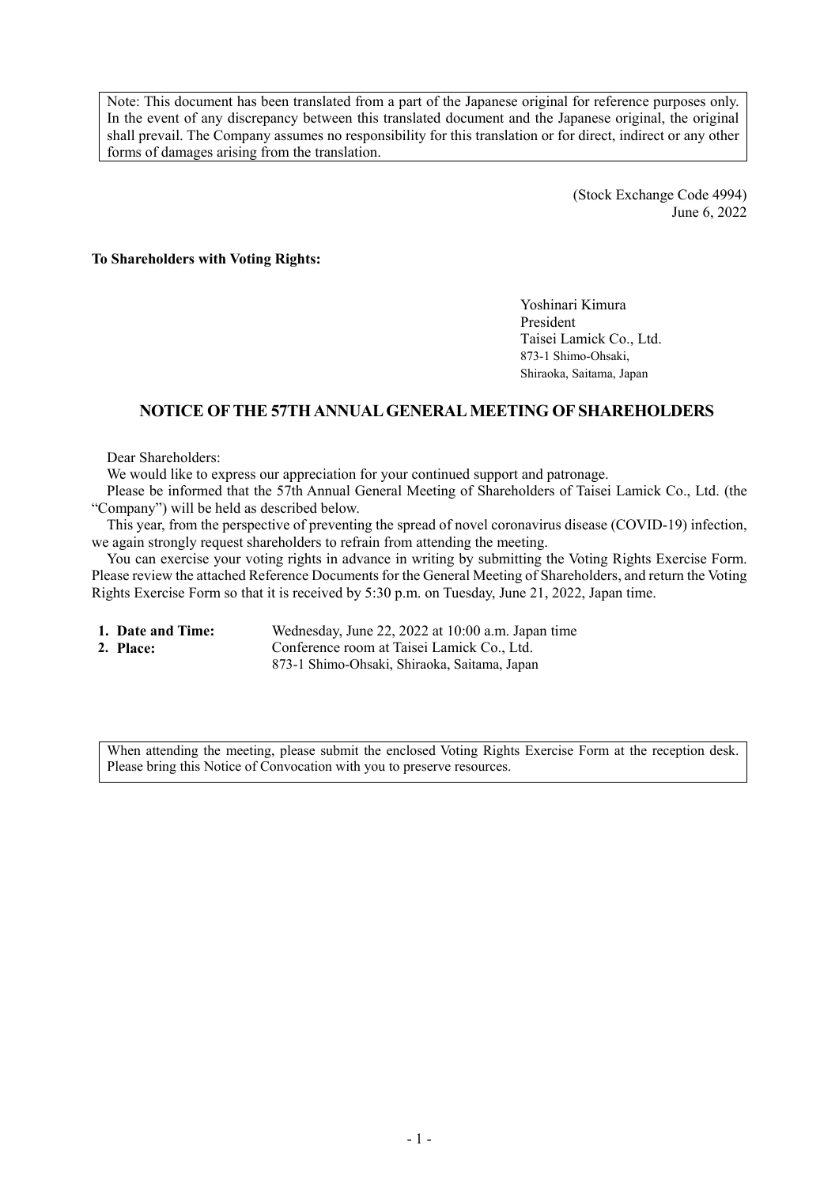Note: This document has been translated from a part of the Japanese original for reference purposes only. In the event of any discrepancy between this translated document and the Japanese original, the original shall prevail. The Company assumes no responsibility for this translation or for direct, indirect or any other forms of damages arising from the translation.

(Stock Exchange Code 4994)
June 6, 2022

**To Shareholders with Voting Rights:**

Yoshinari Kimura
President
Taisei Lamick Co., Ltd.
873-1 Shimo-Ohsaki,
Shiraoka, Saitama, Japan

## NOTICE OF THE 57TH ANNUAL GENERAL MEETING OF SHAREHOLDERS

Dear Shareholders:

We would like to express our appreciation for your continued support and patronage.

Please be informed that the 57th Annual General Meeting of Shareholders of Taisei Lamick Co., Ltd. (the "Company") will be held as described below.

This year, from the perspective of preventing the spread of novel coronavirus disease (COVID-19) infection, we again strongly request shareholders to refrain from attending the meeting.

You can exercise your voting rights in advance in writing by submitting the Voting Rights Exercise Form. Please review the attached Reference Documents for the General Meeting of Shareholders, and return the Voting Rights Exercise Form so that it is received by 5:30 p.m. on Tuesday, June 21, 2022, Japan time.

**1. Date and Time:** Wednesday, June 22, 2022 at 10:00 a.m. Japan time

**2. Place:** Conference room at Taisei Lamick Co., Ltd.
873-1 Shimo-Ohsaki, Shiraoka, Saitama, Japan

When attending the meeting, please submit the enclosed Voting Rights Exercise Form at the reception desk. Please bring this Notice of Convocation with you to preserve resources.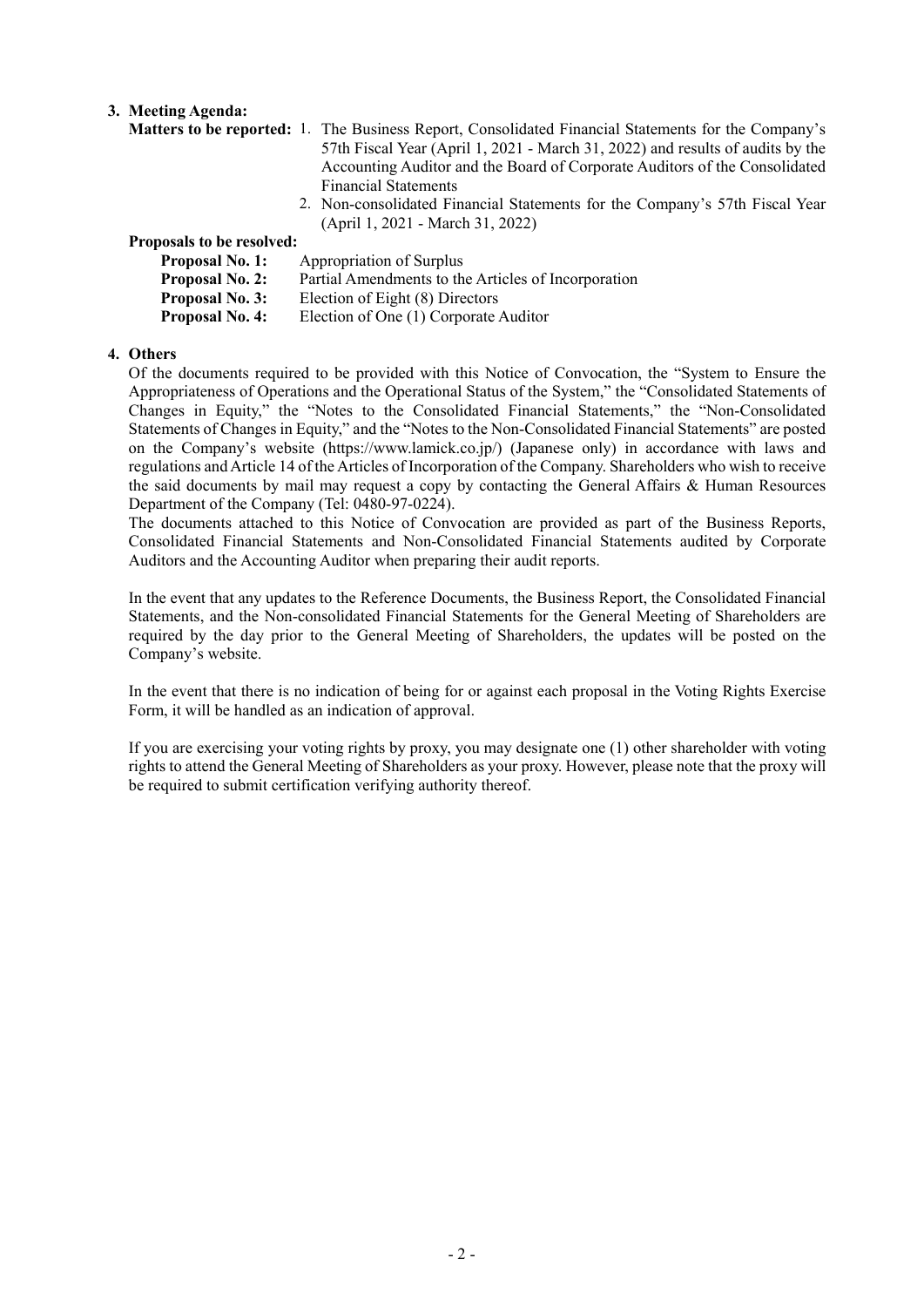**3. Meeting Agenda:**

**Matters to be reported:**

1. The Business Report, Consolidated Financial Statements for the Company's 57th Fiscal Year (April 1, 2021 - March 31, 2022) and results of audits by the Accounting Auditor and the Board of Corporate Auditors of the Consolidated Financial Statements
2. Non-consolidated Financial Statements for the Company's 57th Fiscal Year (April 1, 2021 - March 31, 2022)

**Proposals to be resolved:**

**Proposal No. 1:** Appropriation of Surplus
**Proposal No. 2:** Partial Amendments to the Articles of Incorporation
**Proposal No. 3:** Election of Eight (8) Directors
**Proposal No. 4:** Election of One (1) Corporate Auditor

**4. Others**

Of the documents required to be provided with this Notice of Convocation, the "System to Ensure the Appropriateness of Operations and the Operational Status of the System," the "Consolidated Statements of Changes in Equity," the "Notes to the Consolidated Financial Statements," the "Non-Consolidated Statements of Changes in Equity," and the "Notes to the Non-Consolidated Financial Statements" are posted on the Company's website (https://www.lamick.co.jp/) (Japanese only) in accordance with laws and regulations and Article 14 of the Articles of Incorporation of the Company. Shareholders who wish to receive the said documents by mail may request a copy by contacting the General Affairs & Human Resources Department of the Company (Tel: 0480-97-0224).

The documents attached to this Notice of Convocation are provided as part of the Business Reports, Consolidated Financial Statements and Non-Consolidated Financial Statements audited by Corporate Auditors and the Accounting Auditor when preparing their audit reports.

In the event that any updates to the Reference Documents, the Business Report, the Consolidated Financial Statements, and the Non-consolidated Financial Statements for the General Meeting of Shareholders are required by the day prior to the General Meeting of Shareholders, the updates will be posted on the Company's website.

In the event that there is no indication of being for or against each proposal in the Voting Rights Exercise Form, it will be handled as an indication of approval.

If you are exercising your voting rights by proxy, you may designate one (1) other shareholder with voting rights to attend the General Meeting of Shareholders as your proxy. However, please note that the proxy will be required to submit certification verifying authority thereof.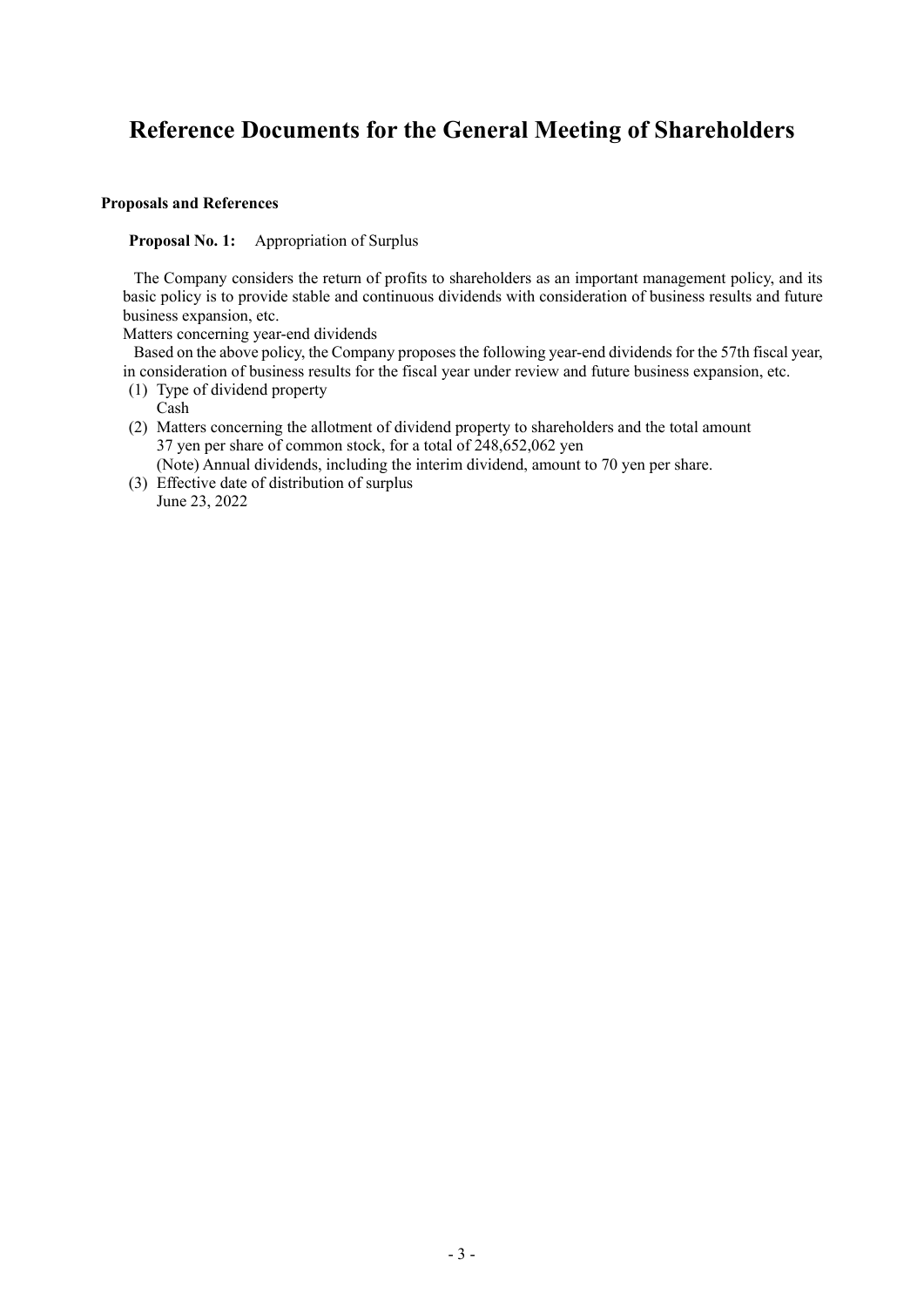# Reference Documents for the General Meeting of Shareholders

**Proposals and References**

**Proposal No. 1:** Appropriation of Surplus

The Company considers the return of profits to shareholders as an important management policy, and its basic policy is to provide stable and continuous dividends with consideration of business results and future business expansion, etc.

Matters concerning year-end dividends

Based on the above policy, the Company proposes the following year-end dividends for the 57th fiscal year, in consideration of business results for the fiscal year under review and future business expansion, etc.

(1) Type of dividend property
  Cash

(2) Matters concerning the allotment of dividend property to shareholders and the total amount
  37 yen per share of common stock, for a total of 248,652,062 yen
  (Note) Annual dividends, including the interim dividend, amount to 70 yen per share.

(3) Effective date of distribution of surplus
  June 23, 2022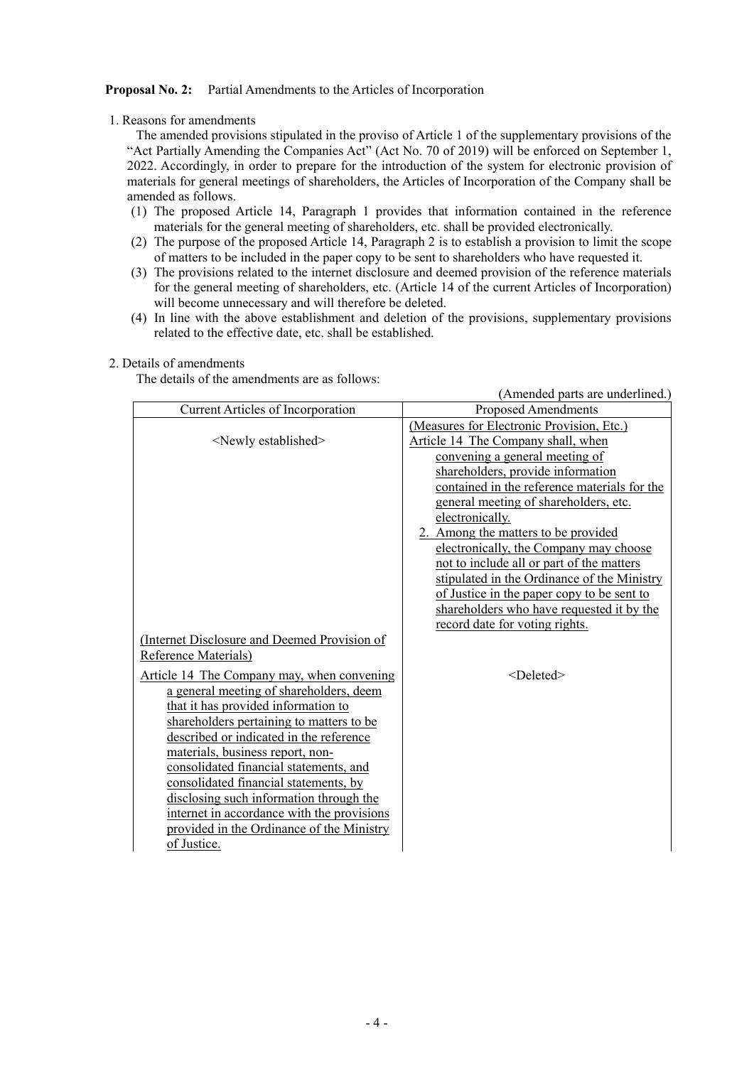**Proposal No. 2:** Partial Amendments to the Articles of Incorporation

1. Reasons for amendments

The amended provisions stipulated in the proviso of Article 1 of the supplementary provisions of the "Act Partially Amending the Companies Act" (Act No. 70 of 2019) will be enforced on September 1, 2022. Accordingly, in order to prepare for the introduction of the system for electronic provision of materials for general meetings of shareholders, the Articles of Incorporation of the Company shall be amended as follows.

(1) The proposed Article 14, Paragraph 1 provides that information contained in the reference materials for the general meeting of shareholders, etc. shall be provided electronically.
(2) The purpose of the proposed Article 14, Paragraph 2 is to establish a provision to limit the scope of matters to be included in the paper copy to be sent to shareholders who have requested it.
(3) The provisions related to the internet disclosure and deemed provision of the reference materials for the general meeting of shareholders, etc. (Article 14 of the current Articles of Incorporation) will become unnecessary and will therefore be deleted.
(4) In line with the above establishment and deletion of the provisions, supplementary provisions related to the effective date, etc. shall be established.

2. Details of amendments

The details of the amendments are as follows:

(Amended parts are underlined.)

| Current Articles of Incorporation | Proposed Amendments |
|---|---|
| <Newly established> | (Measures for Electronic Provision, Etc.)<br>Article 14 The Company shall, when convening a general meeting of shareholders, provide information contained in the reference materials for the general meeting of shareholders, etc. electronically.<br>2. Among the matters to be provided electronically, the Company may choose not to include all or part of the matters stipulated in the Ordinance of the Ministry of Justice in the paper copy to be sent to shareholders who have requested it by the record date for voting rights. |
| (Internet Disclosure and Deemed Provision of Reference Materials)<br>Article 14 The Company may, when convening a general meeting of shareholders, deem that it has provided information to shareholders pertaining to matters to be described or indicated in the reference materials, business report, non-consolidated financial statements, and consolidated financial statements, by disclosing such information through the internet in accordance with the provisions provided in the Ordinance of the Ministry of Justice. | <Deleted> |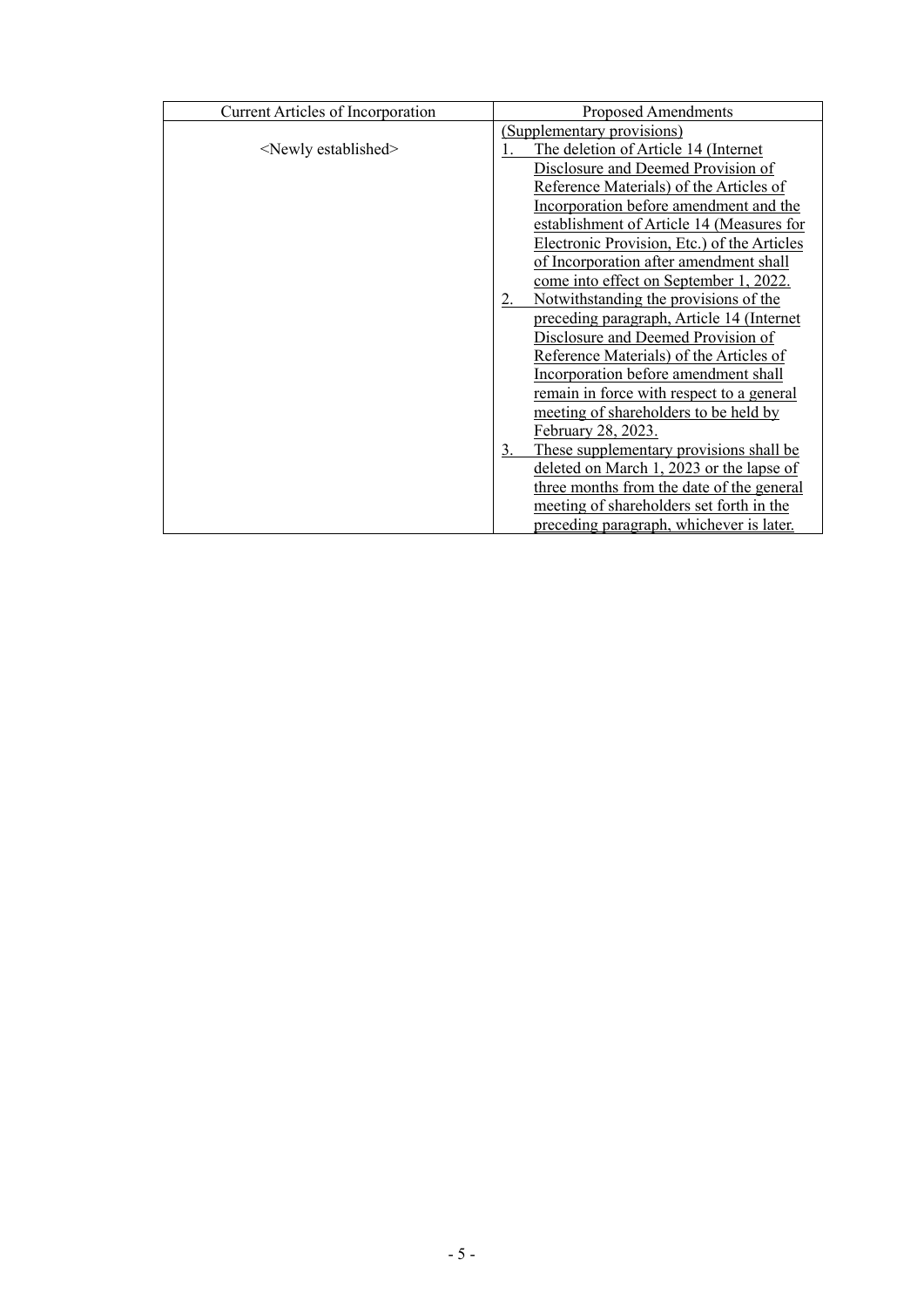| Current Articles of Incorporation | Proposed Amendments |
|---|---|
| <Newly established> | (Supplementary provisions)<br>1. The deletion of Article 14 (Internet Disclosure and Deemed Provision of Reference Materials) of the Articles of Incorporation before amendment and the establishment of Article 14 (Measures for Electronic Provision, Etc.) of the Articles of Incorporation after amendment shall come into effect on September 1, 2022.<br>2. Notwithstanding the provisions of the preceding paragraph, Article 14 (Internet Disclosure and Deemed Provision of Reference Materials) of the Articles of Incorporation before amendment shall remain in force with respect to a general meeting of shareholders to be held by February 28, 2023.<br>3. These supplementary provisions shall be deleted on March 1, 2023 or the lapse of three months from the date of the general meeting of shareholders set forth in the preceding paragraph, whichever is later. |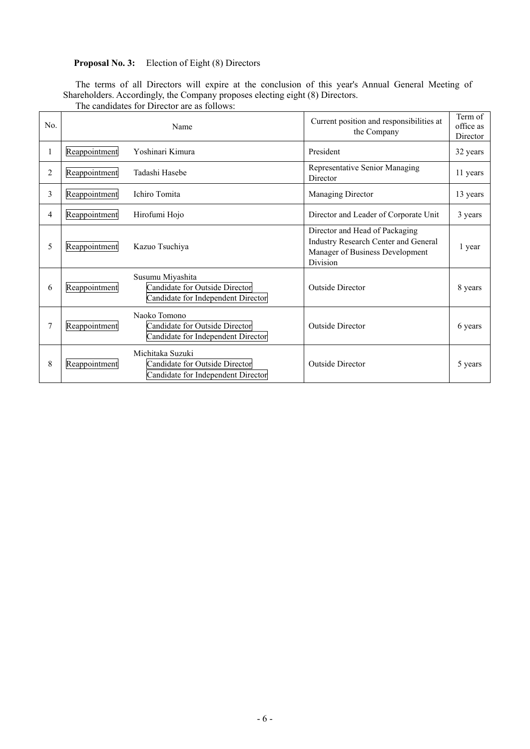**Proposal No. 3:** Election of Eight (8) Directors

The terms of all Directors will expire at the conclusion of this year's Annual General Meeting of Shareholders. Accordingly, the Company proposes electing eight (8) Directors.

The candidates for Director are as follows:

| No. | Name | | Current position and responsibilities at the Company | Term of office as Director |
|---|---|---|---|---|
| 1 | Reappointment | Yoshinari Kimura | President | 32 years |
| 2 | Reappointment | Tadashi Hasebe | Representative Senior Managing Director | 11 years |
| 3 | Reappointment | Ichiro Tomita | Managing Director | 13 years |
| 4 | Reappointment | Hirofumi Hojo | Director and Leader of Corporate Unit | 3 years |
| 5 | Reappointment | Kazuo Tsuchiya | Director and Head of Packaging Industry Research Center and General Manager of Business Development Division | 1 year |
| 6 | Reappointment | Susumu Miyashita<br>Candidate for Outside Director<br>Candidate for Independent Director | Outside Director | 8 years |
| 7 | Reappointment | Naoko Tomono<br>Candidate for Outside Director<br>Candidate for Independent Director | Outside Director | 6 years |
| 8 | Reappointment | Michitaka Suzuki<br>Candidate for Outside Director<br>Candidate for Independent Director | Outside Director | 5 years |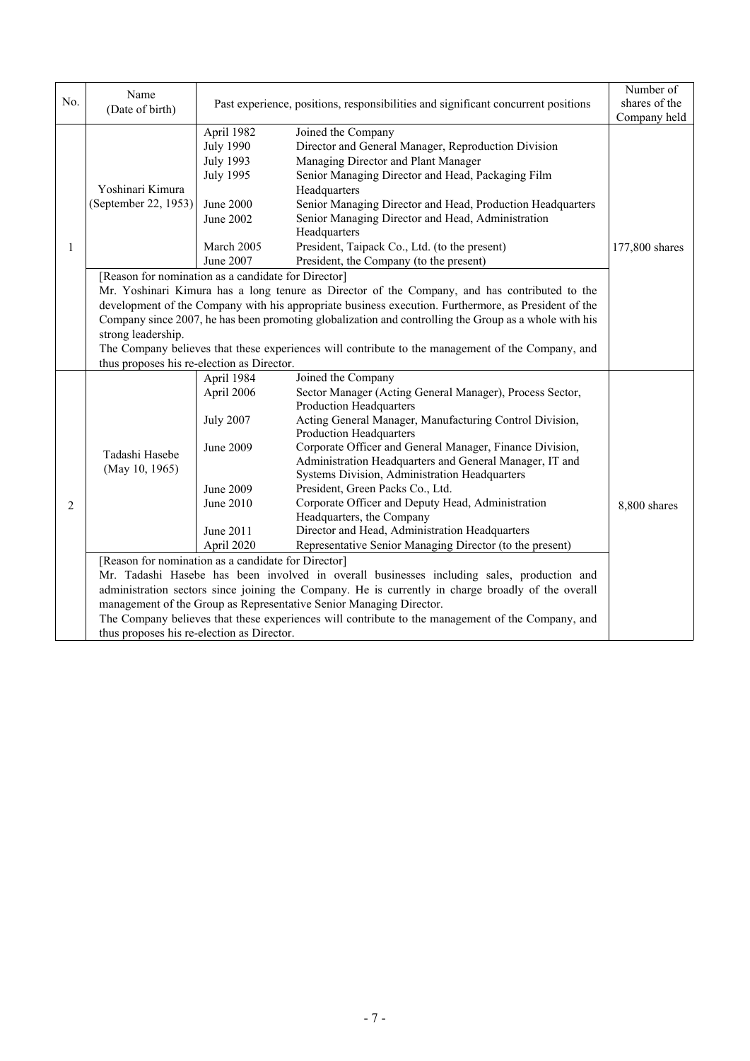| No. | Name (Date of birth) | Past experience, positions, responsibilities and significant concurrent positions | | Number of shares of the Company held |
|---|---|---|---|---|
| 1 | Yoshinari Kimura (September 22, 1953) | April 1982<br>July 1990<br>July 1993<br>July 1995<br><br>June 2000<br>June 2002<br><br>March 2005<br>June 2007 | Joined the Company<br>Director and General Manager, Reproduction Division<br>Managing Director and Plant Manager<br>Senior Managing Director and Head, Packaging Film Headquarters<br>Senior Managing Director and Head, Production Headquarters<br>Senior Managing Director and Head, Administration Headquarters<br>President, Taipack Co., Ltd. (to the present)<br>President, the Company (to the present) | 177,800 shares |
| | [Reason for nomination as a candidate for Director]<br>Mr. Yoshinari Kimura has a long tenure as Director of the Company, and has contributed to the development of the Company with his appropriate business execution. Furthermore, as President of the Company since 2007, he has been promoting globalization and controlling the Group as a whole with his strong leadership.<br>The Company believes that these experiences will contribute to the management of the Company, and thus proposes his re-election as Director. | | | |
| 2 | Tadashi Hasebe (May 10, 1965) | April 1984<br>April 2006<br><br>July 2007<br><br>June 2009<br><br><br>June 2009<br>June 2010<br><br>June 2011<br>April 2020 | Joined the Company<br>Sector Manager (Acting General Manager), Process Sector, Production Headquarters<br>Acting General Manager, Manufacturing Control Division, Production Headquarters<br>Corporate Officer and General Manager, Finance Division, Administration Headquarters and General Manager, IT and Systems Division, Administration Headquarters<br>President, Green Packs Co., Ltd.<br>Corporate Officer and Deputy Head, Administration Headquarters, the Company<br>Director and Head, Administration Headquarters<br>Representative Senior Managing Director (to the present) | 8,800 shares |
| | [Reason for nomination as a candidate for Director]<br>Mr. Tadashi Hasebe has been involved in overall businesses including sales, production and administration sectors since joining the Company. He is currently in charge broadly of the overall management of the Group as Representative Senior Managing Director.<br>The Company believes that these experiences will contribute to the management of the Company, and thus proposes his re-election as Director. | | | |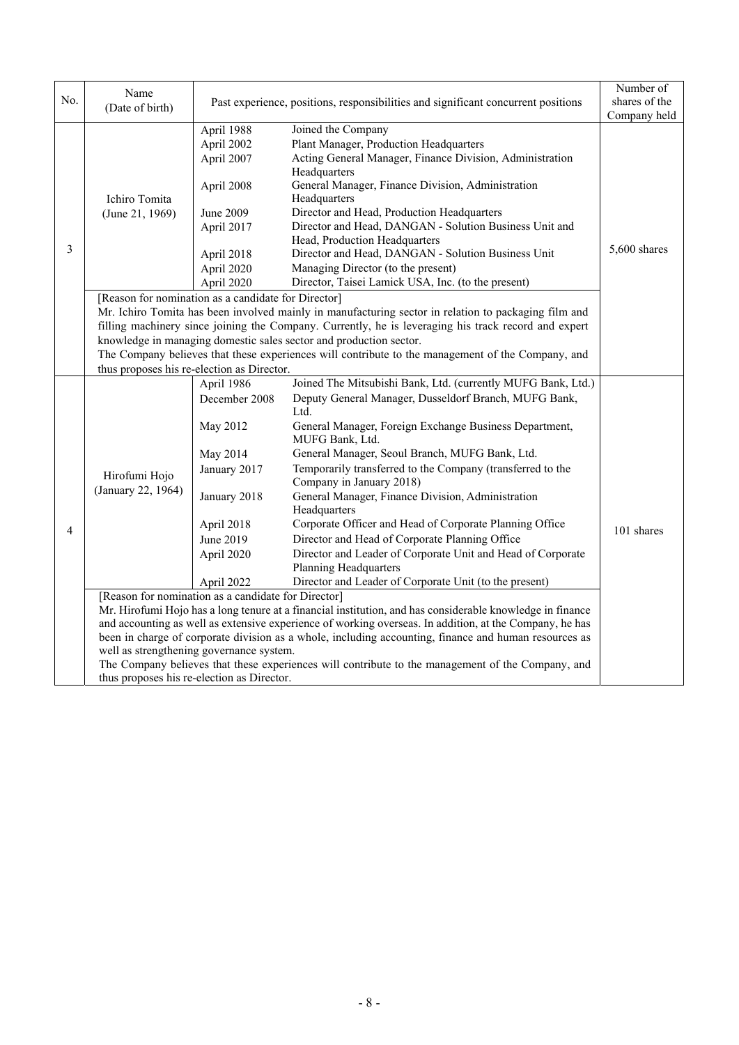| No. | Name (Date of birth) | Past experience, positions, responsibilities and significant concurrent positions | | Number of shares of the Company held |
|---|---|---|---|---|
| 3 | Ichiro Tomita (June 21, 1969) | April 1988 | Joined the Company | 5,600 shares |
| | | April 2002 | Plant Manager, Production Headquarters | |
| | | April 2007 | Acting General Manager, Finance Division, Administration Headquarters | |
| | | April 2008 | General Manager, Finance Division, Administration Headquarters | |
| | | June 2009 | Director and Head, Production Headquarters | |
| | | April 2017 | Director and Head, DANGAN - Solution Business Unit and Head, Production Headquarters | |
| | | April 2018 | Director and Head, DANGAN - Solution Business Unit | |
| | | April 2020 | Managing Director (to the present) | |
| | | April 2020 | Director, Taisei Lamick USA, Inc. (to the present) | |
| | [Reason for nomination as a candidate for Director] Mr. Ichiro Tomita has been involved mainly in manufacturing sector in relation to packaging film and filling machinery since joining the Company. Currently, he is leveraging his track record and expert knowledge in managing domestic sales sector and production sector. The Company believes that these experiences will contribute to the management of the Company, and thus proposes his re-election as Director. | | | |
| 4 | Hirofumi Hojo (January 22, 1964) | April 1986 | Joined The Mitsubishi Bank, Ltd. (currently MUFG Bank, Ltd.) | 101 shares |
| | | December 2008 | Deputy General Manager, Dusseldorf Branch, MUFG Bank, Ltd. | |
| | | May 2012 | General Manager, Foreign Exchange Business Department, MUFG Bank, Ltd. | |
| | | May 2014 | General Manager, Seoul Branch, MUFG Bank, Ltd. | |
| | | January 2017 | Temporarily transferred to the Company (transferred to the Company in January 2018) | |
| | | January 2018 | General Manager, Finance Division, Administration Headquarters | |
| | | April 2018 | Corporate Officer and Head of Corporate Planning Office | |
| | | June 2019 | Director and Head of Corporate Planning Office | |
| | | April 2020 | Director and Leader of Corporate Unit and Head of Corporate Planning Headquarters | |
| | | April 2022 | Director and Leader of Corporate Unit (to the present) | |
| | [Reason for nomination as a candidate for Director] Mr. Hirofumi Hojo has a long tenure at a financial institution, and has considerable knowledge in finance and accounting as well as extensive experience of working overseas. In addition, at the Company, he has been in charge of corporate division as a whole, including accounting, finance and human resources as well as strengthening governance system. The Company believes that these experiences will contribute to the management of the Company, and thus proposes his re-election as Director. | | | |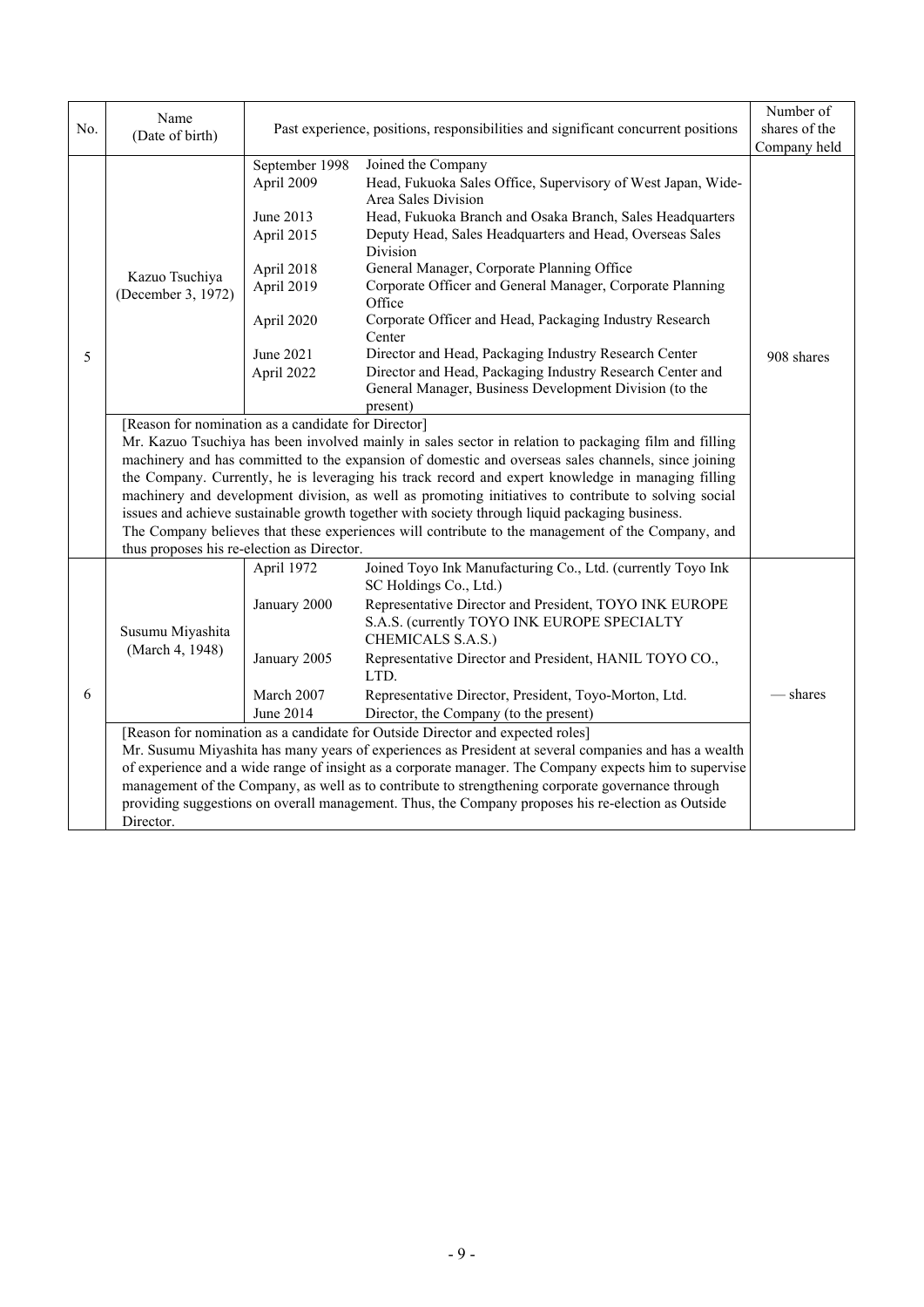| No. | Name (Date of birth) | Past experience, positions, responsibilities and significant concurrent positions | | Number of shares of the Company held |
|---|---|---|---|---|
| 5 | Kazuo Tsuchiya (December 3, 1972) | September 1998 | Joined the Company | 908 shares |
| | | April 2009 | Head, Fukuoka Sales Office, Supervisory of West Japan, Wide-Area Sales Division | |
| | | June 2013 | Head, Fukuoka Branch and Osaka Branch, Sales Headquarters | |
| | | April 2015 | Deputy Head, Sales Headquarters and Head, Overseas Sales Division | |
| | | April 2018 | General Manager, Corporate Planning Office | |
| | | April 2019 | Corporate Officer and General Manager, Corporate Planning Office | |
| | | April 2020 | Corporate Officer and Head, Packaging Industry Research Center | |
| | | June 2021 | Director and Head, Packaging Industry Research Center | |
| | | April 2022 | Director and Head, Packaging Industry Research Center and General Manager, Business Development Division (to the present) | |
| | [Reason for nomination as a candidate for Director]<br>Mr. Kazuo Tsuchiya has been involved mainly in sales sector in relation to packaging film and filling machinery and has committed to the expansion of domestic and overseas sales channels, since joining the Company. Currently, he is leveraging his track record and expert knowledge in managing filling machinery and development division, as well as promoting initiatives to contribute to solving social issues and achieve sustainable growth together with society through liquid packaging business.<br>The Company believes that these experiences will contribute to the management of the Company, and thus proposes his re-election as Director. | | | |
| 6 | Susumu Miyashita (March 4, 1948) | April 1972 | Joined Toyo Ink Manufacturing Co., Ltd. (currently Toyo Ink SC Holdings Co., Ltd.) | — shares |
| | | January 2000 | Representative Director and President, TOYO INK EUROPE S.A.S. (currently TOYO INK EUROPE SPECIALTY CHEMICALS S.A.S.) | |
| | | January 2005 | Representative Director and President, HANIL TOYO CO., LTD. | |
| | | March 2007 | Representative Director, President, Toyo-Morton, Ltd. | |
| | | June 2014 | Director, the Company (to the present) | |
| | [Reason for nomination as a candidate for Outside Director and expected roles]<br>Mr. Susumu Miyashita has many years of experiences as President at several companies and has a wealth of experience and a wide range of insight as a corporate manager. The Company expects him to supervise management of the Company, as well as to contribute to strengthening corporate governance through providing suggestions on overall management. Thus, the Company proposes his re-election as Outside Director. | | | |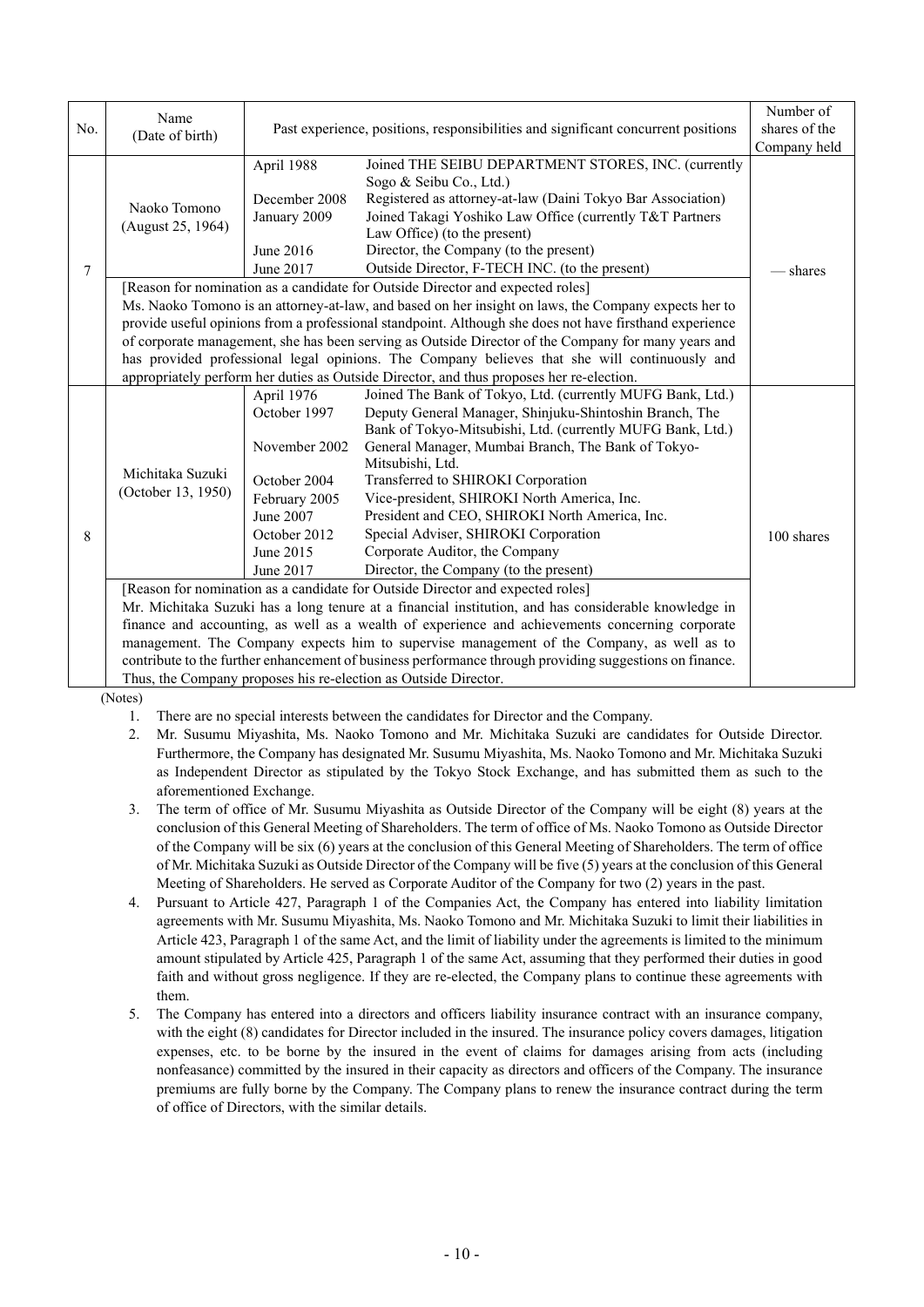| No. | Name (Date of birth) | Past experience, positions, responsibilities and significant concurrent positions | | Number of shares of the Company held |
|---|---|---|---|---|
| 7 | Naoko Tomono (August 25, 1964) | April 1988 | Joined THE SEIBU DEPARTMENT STORES, INC. (currently Sogo & Seibu Co., Ltd.) | — shares |
| | | December 2008 | Registered as attorney-at-law (Daini Tokyo Bar Association) | |
| | | January 2009 | Joined Takagi Yoshiko Law Office (currently T&T Partners Law Office) (to the present) | |
| | | June 2016 | Director, the Company (to the present) | |
| | | June 2017 | Outside Director, F-TECH INC. (to the present) | |
| | [Reason for nomination as a candidate for Outside Director and expected roles] Ms. Naoko Tomono is an attorney-at-law, and based on her insight on laws, the Company expects her to provide useful opinions from a professional standpoint. Although she does not have firsthand experience of corporate management, she has been serving as Outside Director of the Company for many years and has provided professional legal opinions. The Company believes that she will continuously and appropriately perform her duties as Outside Director, and thus proposes her re-election. | | | |
| 8 | Michitaka Suzuki (October 13, 1950) | April 1976 | Joined The Bank of Tokyo, Ltd. (currently MUFG Bank, Ltd.) | 100 shares |
| | | October 1997 | Deputy General Manager, Shinjuku-Shintoshin Branch, The Bank of Tokyo-Mitsubishi, Ltd. (currently MUFG Bank, Ltd.) | |
| | | November 2002 | General Manager, Mumbai Branch, The Bank of Tokyo-Mitsubishi, Ltd. | |
| | | October 2004 | Transferred to SHIROKI Corporation | |
| | | February 2005 | Vice-president, SHIROKI North America, Inc. | |
| | | June 2007 | President and CEO, SHIROKI North America, Inc. | |
| | | October 2012 | Special Adviser, SHIROKI Corporation | |
| | | June 2015 | Corporate Auditor, the Company | |
| | | June 2017 | Director, the Company (to the present) | |
| | [Reason for nomination as a candidate for Outside Director and expected roles] Mr. Michitaka Suzuki has a long tenure at a financial institution, and has considerable knowledge in finance and accounting, as well as a wealth of experience and achievements concerning corporate management. The Company expects him to supervise management of the Company, as well as to contribute to the further enhancement of business performance through providing suggestions on finance. Thus, the Company proposes his re-election as Outside Director. | | | |

(Notes)

1. There are no special interests between the candidates for Director and the Company.
2. Mr. Susumu Miyashita, Ms. Naoko Tomono and Mr. Michitaka Suzuki are candidates for Outside Director. Furthermore, the Company has designated Mr. Susumu Miyashita, Ms. Naoko Tomono and Mr. Michitaka Suzuki as Independent Director as stipulated by the Tokyo Stock Exchange, and has submitted them as such to the aforementioned Exchange.
3. The term of office of Mr. Susumu Miyashita as Outside Director of the Company will be eight (8) years at the conclusion of this General Meeting of Shareholders. The term of office of Ms. Naoko Tomono as Outside Director of the Company will be six (6) years at the conclusion of this General Meeting of Shareholders. The term of office of Mr. Michitaka Suzuki as Outside Director of the Company will be five (5) years at the conclusion of this General Meeting of Shareholders. He served as Corporate Auditor of the Company for two (2) years in the past.
4. Pursuant to Article 427, Paragraph 1 of the Companies Act, the Company has entered into liability limitation agreements with Mr. Susumu Miyashita, Ms. Naoko Tomono and Mr. Michitaka Suzuki to limit their liabilities in Article 423, Paragraph 1 of the same Act, and the limit of liability under the agreements is limited to the minimum amount stipulated by Article 425, Paragraph 1 of the same Act, assuming that they performed their duties in good faith and without gross negligence. If they are re-elected, the Company plans to continue these agreements with them.
5. The Company has entered into a directors and officers liability insurance contract with an insurance company, with the eight (8) candidates for Director included in the insured. The insurance policy covers damages, litigation expenses, etc. to be borne by the insured in the event of claims for damages arising from acts (including nonfeasance) committed by the insured in their capacity as directors and officers of the Company. The insurance premiums are fully borne by the Company. The Company plans to renew the insurance contract during the term of office of Directors, with the similar details.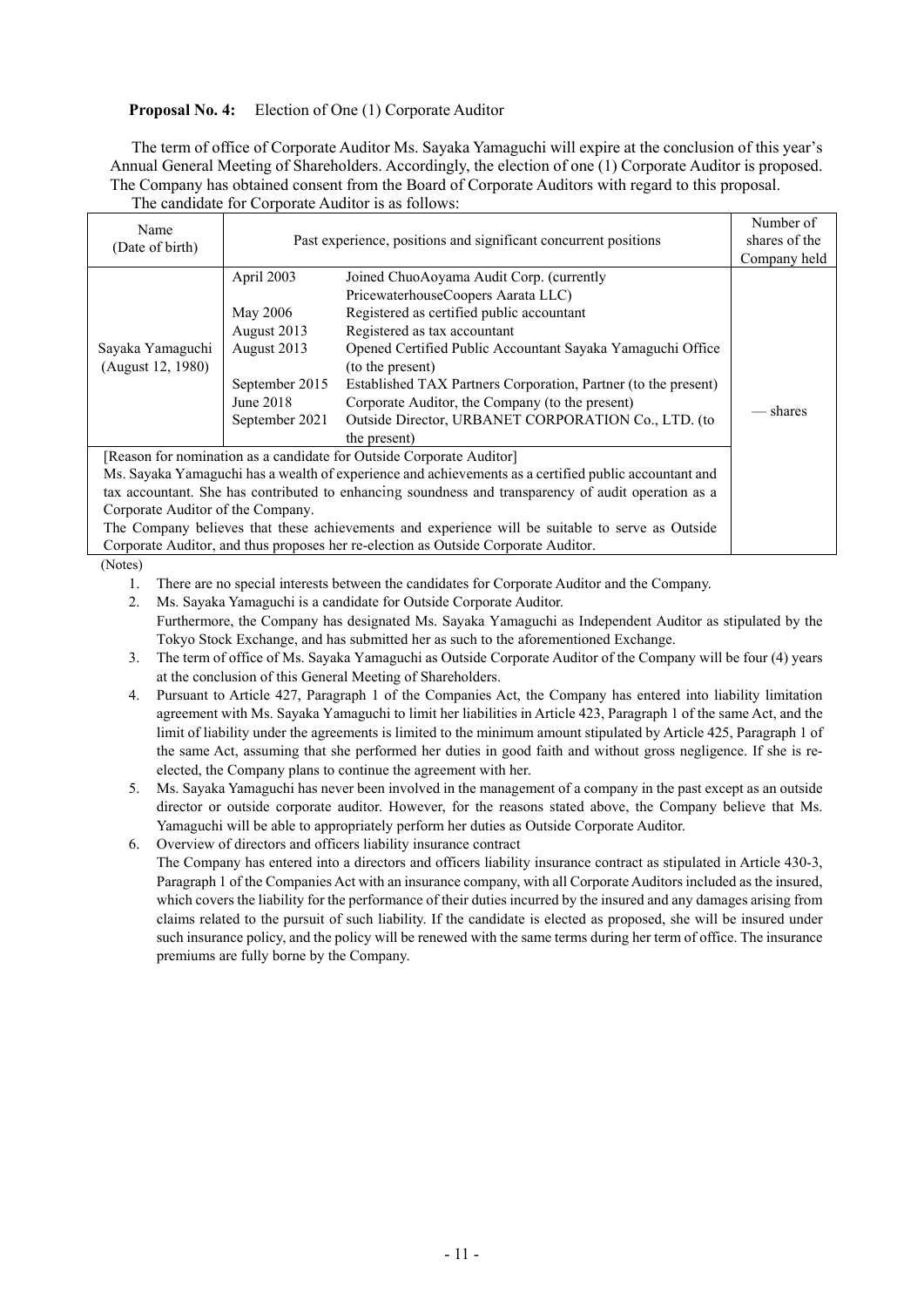**Proposal No. 4:** Election of One (1) Corporate Auditor

The term of office of Corporate Auditor Ms. Sayaka Yamaguchi will expire at the conclusion of this year's Annual General Meeting of Shareholders. Accordingly, the election of one (1) Corporate Auditor is proposed. The Company has obtained consent from the Board of Corporate Auditors with regard to this proposal.

The candidate for Corporate Auditor is as follows:

| Name (Date of birth) | Past experience, positions and significant concurrent positions | | Number of shares of the Company held |
|---|---|---|---|
| Sayaka Yamaguchi (August 12, 1980) | April 2003 | Joined ChuoAoyama Audit Corp. (currently PricewaterhouseCoopers Aarata LLC) | — shares |
| | May 2006 | Registered as certified public accountant | |
| | August 2013 | Registered as tax accountant | |
| | August 2013 | Opened Certified Public Accountant Sayaka Yamaguchi Office (to the present) | |
| | September 2015 | Established TAX Partners Corporation, Partner (to the present) | |
| | June 2018 | Corporate Auditor, the Company (to the present) | |
| | September 2021 | Outside Director, URBANET CORPORATION Co., LTD. (to the present) | |
| [Reason for nomination as a candidate for Outside Corporate Auditor] Ms. Sayaka Yamaguchi has a wealth of experience and achievements as a certified public accountant and tax accountant. She has contributed to enhancing soundness and transparency of audit operation as a Corporate Auditor of the Company. The Company believes that these achievements and experience will be suitable to serve as Outside Corporate Auditor, and thus proposes her re-election as Outside Corporate Auditor. | | | |

(Notes)

1. There are no special interests between the candidates for Corporate Auditor and the Company.
2. Ms. Sayaka Yamaguchi is a candidate for Outside Corporate Auditor.
   Furthermore, the Company has designated Ms. Sayaka Yamaguchi as Independent Auditor as stipulated by the Tokyo Stock Exchange, and has submitted her as such to the aforementioned Exchange.
3. The term of office of Ms. Sayaka Yamaguchi as Outside Corporate Auditor of the Company will be four (4) years at the conclusion of this General Meeting of Shareholders.
4. Pursuant to Article 427, Paragraph 1 of the Companies Act, the Company has entered into liability limitation agreement with Ms. Sayaka Yamaguchi to limit her liabilities in Article 423, Paragraph 1 of the same Act, and the limit of liability under the agreements is limited to the minimum amount stipulated by Article 425, Paragraph 1 of the same Act, assuming that she performed her duties in good faith and without gross negligence. If she is re-elected, the Company plans to continue the agreement with her.
5. Ms. Sayaka Yamaguchi has never been involved in the management of a company in the past except as an outside director or outside corporate auditor. However, for the reasons stated above, the Company believe that Ms. Yamaguchi will be able to appropriately perform her duties as Outside Corporate Auditor.
6. Overview of directors and officers liability insurance contract
   The Company has entered into a directors and officers liability insurance contract as stipulated in Article 430-3, Paragraph 1 of the Companies Act with an insurance company, with all Corporate Auditors included as the insured, which covers the liability for the performance of their duties incurred by the insured and any damages arising from claims related to the pursuit of such liability. If the candidate is elected as proposed, she will be insured under such insurance policy, and the policy will be renewed with the same terms during her term of office. The insurance premiums are fully borne by the Company.